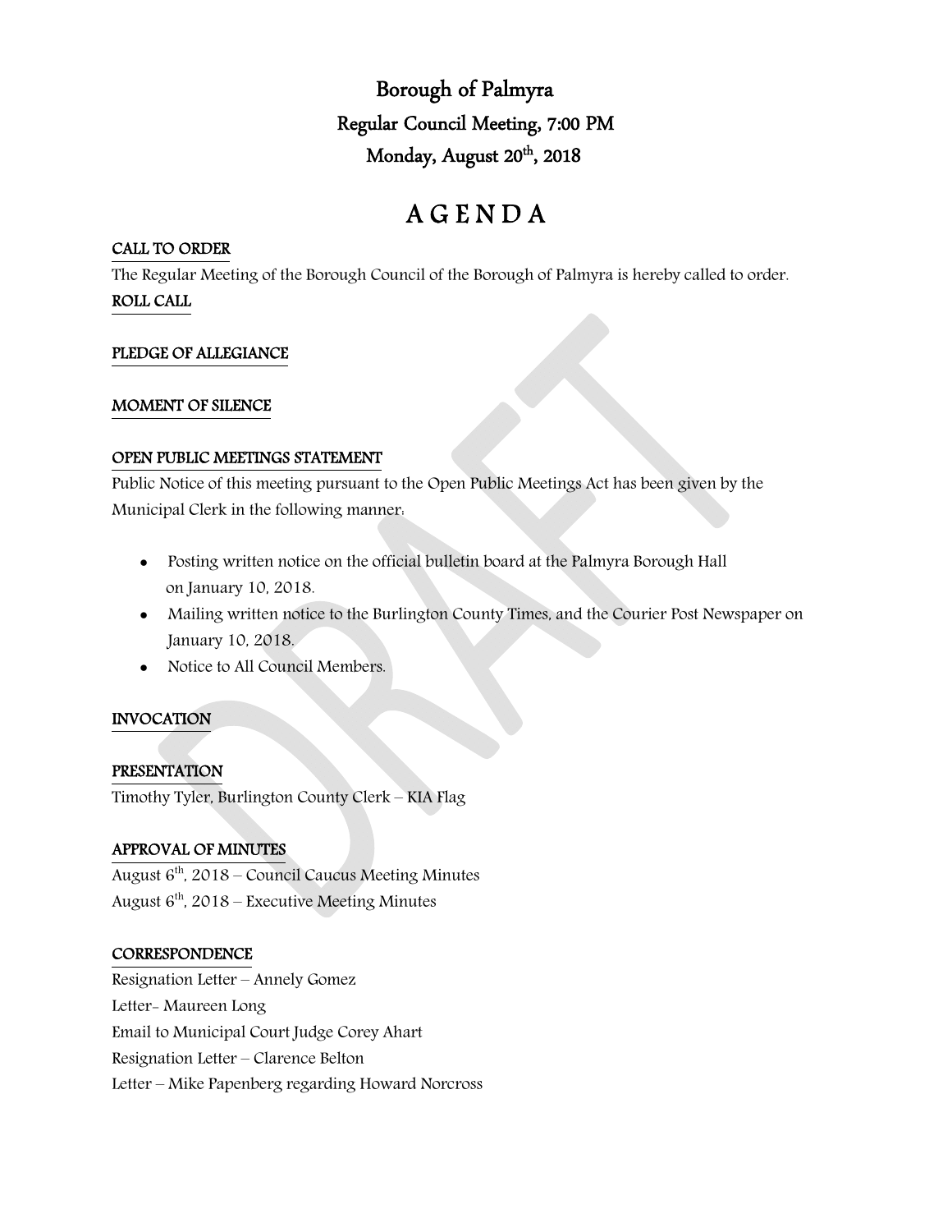# Borough of Palmyra

## Regular Council Meeting, 7:00 PM

## Monday, August 20th, 2018

# A G E N D A

**CALL TO ORDER**

The Regular Meeting of the Borough Council of the Borough of Palmyra is hereby called to order.

**ROLL CALL**

**PLEDGE OF ALLEGIANCE**

**MOMENT OF SILENCE**

**OPEN PUBLIC MEETINGS STATEMENT**

Public Notice of this meeting pursuant to the Open Public Meetings Act has been given by the Municipal Clerk in the following manner:

- Posting written notice on the official bulletin board at the Palmyra Borough Hall on January 10, 2018.
- Mailing written notice to the Burlington County Times, and the Courier Post Newspaper on January 10, 2018.
- Notice to All Council Members.

**INVOCATION**

**PRESENTATION**

Timothy Tyler, Burlington County Clerk – KIA Flag

**APPROVAL OF MINUTES**

August 6th, 2018 – Council Caucus Meeting Minutes

August 6th, 2018 – Executive Meeting Minutes

**CORRESPONDENCE**

Resignation Letter – Annely Gomez

Letter- Maureen Long

Email to Municipal Court Judge Corey Ahart

Resignation Letter – Clarence Belton

Letter – Mike Papenberg regarding Howard Norcross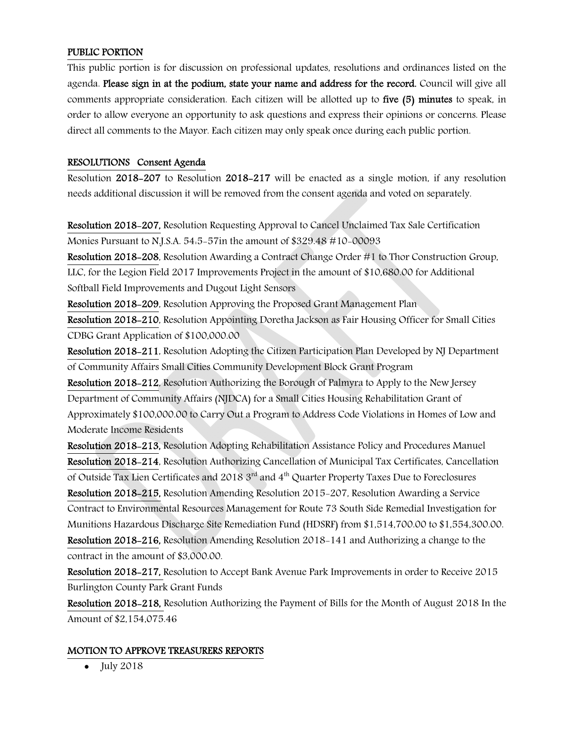## PUBLIC PORTION

This public portion is for discussion on professional updates, resolutions and ordinances listed on the agenda. **Please sign in at the podium, state your name and address for the record.** Council will give all comments appropriate consideration. Each citizen will be allotted up to **five (5) minutes** to speak, in order to allow everyone an opportunity to ask questions and express their opinions or concerns. Please direct all comments to the Mayor. Each citizen may only speak once during each public portion.

## RESOLUTIONS Consent Agenda

Resolution **2018-207** to Resolution **2018-217** will be enacted as a single motion, if any resolution needs additional discussion it will be removed from the consent agenda and voted on separately.

**Resolution 2018-207,** Resolution Requesting Approval to Cancel Unclaimed Tax Sale Certification Monies Pursuant to N.J.S.A. 54:5-57in the amount of $329.48 #10-00093

**Resolution 2018-208**, Resolution Awarding a Contract Change Order #1 to Thor Construction Group, LLC, for the Legion Field 2017 Improvements Project in the amount of $10,680.00 for Additional Softball Field Improvements and Dugout Light Sensors

**Resolution 2018-209**, Resolution Approving the Proposed Grant Management Plan

**Resolution 2018-210**, Resolution Appointing Doretha Jackson as Fair Housing Officer for Small Cities CDBG Grant Application of $100,000.00

**Resolution 2018-211**, Resolution Adopting the Citizen Participation Plan Developed by NJ Department of Community Affairs Small Cities Community Development Block Grant Program

**Resolution 2018-212**, Resolution Authorizing the Borough of Palmyra to Apply to the New Jersey Department of Community Affairs (NJDCA) for a Small Cities Housing Rehabilitation Grant of Approximately $100,000.00 to Carry Out a Program to Address Code Violations in Homes of Low and Moderate Income Residents

**Resolution 2018-213,** Resolution Adopting Rehabilitation Assistance Policy and Procedures Manuel

**Resolution 2018-214**, Resolution Authorizing Cancellation of Municipal Tax Certificates, Cancellation of Outside Tax Lien Certificates and 2018 3rd and 4th Quarter Property Taxes Due to Foreclosures

**Resolution 2018-215,** Resolution Amending Resolution 2015-207, Resolution Awarding a Service Contract to Environmental Resources Management for Route 73 South Side Remedial Investigation for Munitions Hazardous Discharge Site Remediation Fund (HDSRF) from $1,514,700.00 to $1,554,300.00.

**Resolution 2018-216,** Resolution Amending Resolution 2018-141 and Authorizing a change to the contract in the amount of $3,000.00.

**Resolution 2018-217,** Resolution to Accept Bank Avenue Park Improvements in order to Receive 2015 Burlington County Park Grant Funds

**Resolution 2018-218,** Resolution Authorizing the Payment of Bills for the Month of August 2018 In the Amount of $2,154,075.46

## MOTION TO APPROVE TREASURERS REPORTS

- July 2018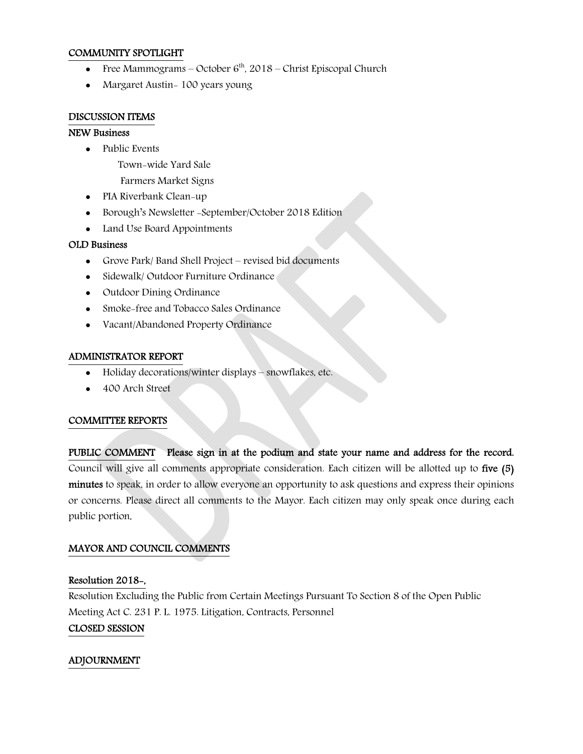## COMMUNITY SPOTLIGHT

- Free Mammograms – October 6th, 2018 – Christ Episcopal Church
- Margaret Austin- 100 years young

## DISCUSSION ITEMS

### NEW Business

- Public Events
  - Town-wide Yard Sale
  - Farmers Market Signs
- PIA Riverbank Clean-up
- Borough's Newsletter -September/October 2018 Edition
- Land Use Board Appointments

### OLD Business

- Grove Park/ Band Shell Project – revised bid documents
- Sidewalk/ Outdoor Furniture Ordinance
- Outdoor Dining Ordinance
- Smoke-free and Tobacco Sales Ordinance
- Vacant/Abandoned Property Ordinance

## ADMINISTRATOR REPORT

- Holiday decorations/winter displays – snowflakes, etc.
- 400 Arch Street

## COMMITTEE REPORTS

**PUBLIC COMMENT** **Please sign in at the podium and state your name and address for the record.** Council will give all comments appropriate consideration. Each citizen will be allotted up to **five (5) minutes** to speak, in order to allow everyone an opportunity to ask questions and express their opinions or concerns. Please direct all comments to the Mayor. Each citizen may only speak once during each public portion.

## MAYOR AND COUNCIL COMMENTS

**Resolution 2018-,**

Resolution Excluding the Public from Certain Meetings Pursuant To Section 8 of the Open Public Meeting Act C. 231 P. L. 1975. Litigation, Contracts, Personnel

## CLOSED SESSION

## ADJOURNMENT